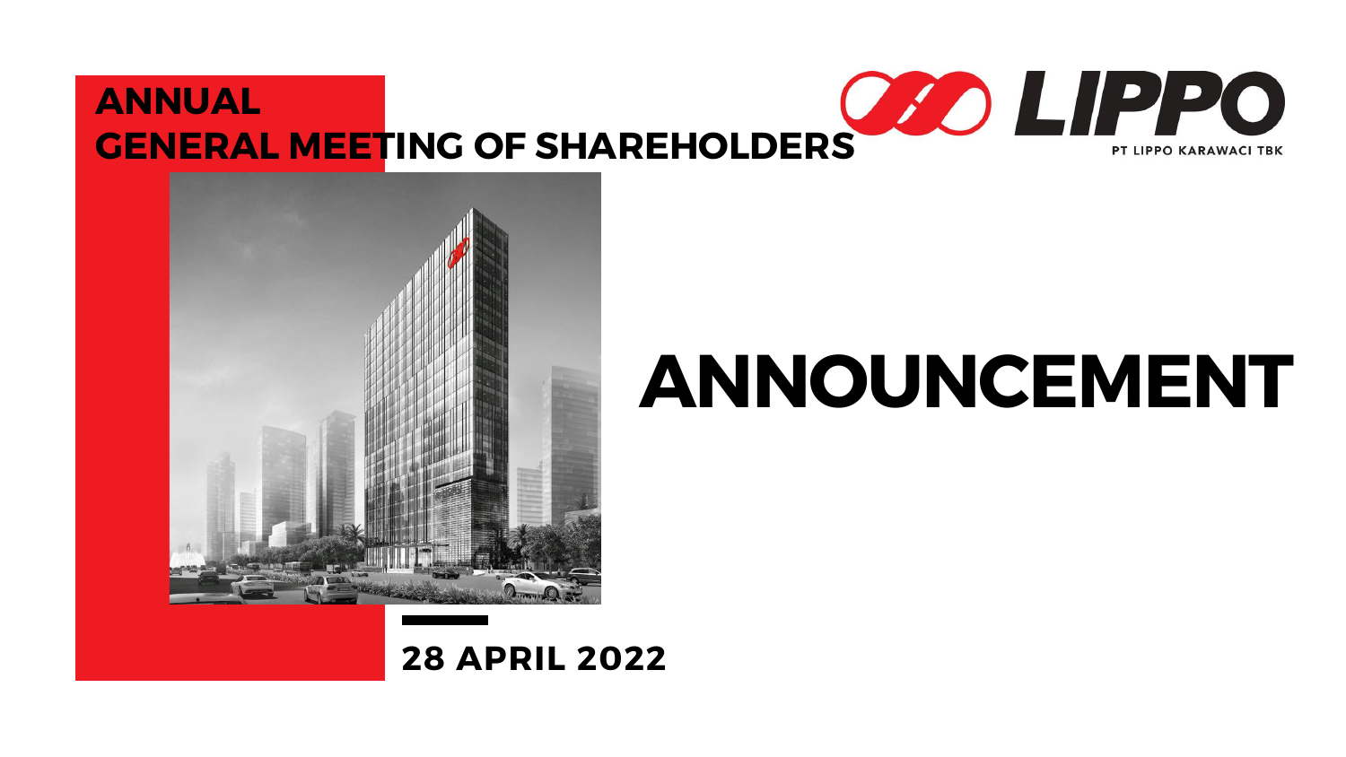# ANNUAL GENERAL MEETING OF SHAREHOLDERS

LIPPO

PT LIPPO KARAWACI TBK

# ANNOUNCEMENT

**28 APRIL 2022**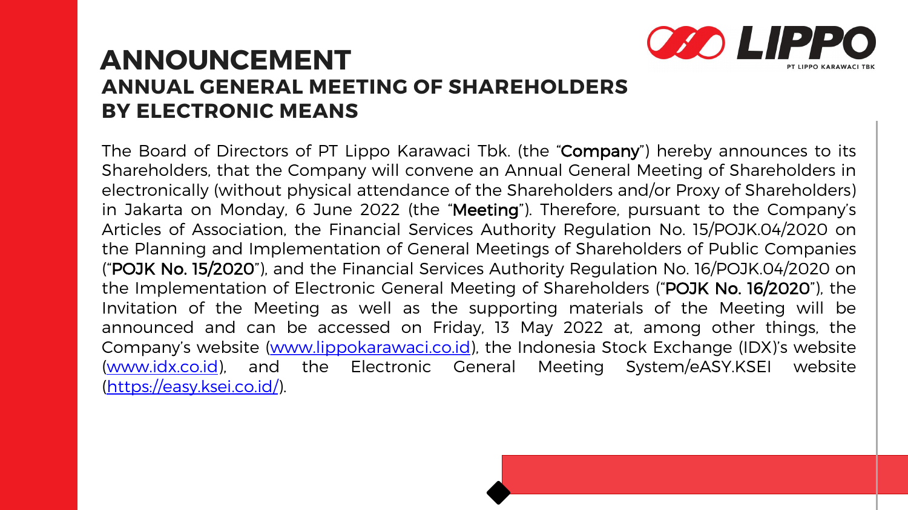# ANNOUNCEMENT

## ANNUAL GENERAL MEETING OF SHAREHOLDERS BY ELECTRONIC MEANS

The Board of Directors of PT Lippo Karawaci Tbk. (the "**Company**") hereby announces to its Shareholders, that the Company will convene an Annual General Meeting of Shareholders in electronically (without physical attendance of the Shareholders and/or Proxy of Shareholders) in Jakarta on Monday, 6 June 2022 (the "**Meeting**"). Therefore, pursuant to the Company's Articles of Association, the Financial Services Authority Regulation No. 15/POJK.04/2020 on the Planning and Implementation of General Meetings of Shareholders of Public Companies ("**POJK No. 15/2020**"), and the Financial Services Authority Regulation No. 16/POJK.04/2020 on the Implementation of Electronic General Meeting of Shareholders ("**POJK No. 16/2020**"), the Invitation of the Meeting as well as the supporting materials of the Meeting will be announced and can be accessed on Friday, 13 May 2022 at, among other things, the Company's website (www.lippokarawaci.co.id), the Indonesia Stock Exchange (IDX)'s website (www.idx.co.id), and the Electronic General Meeting System/eASY.KSEI website (https://easy.ksei.co.id/).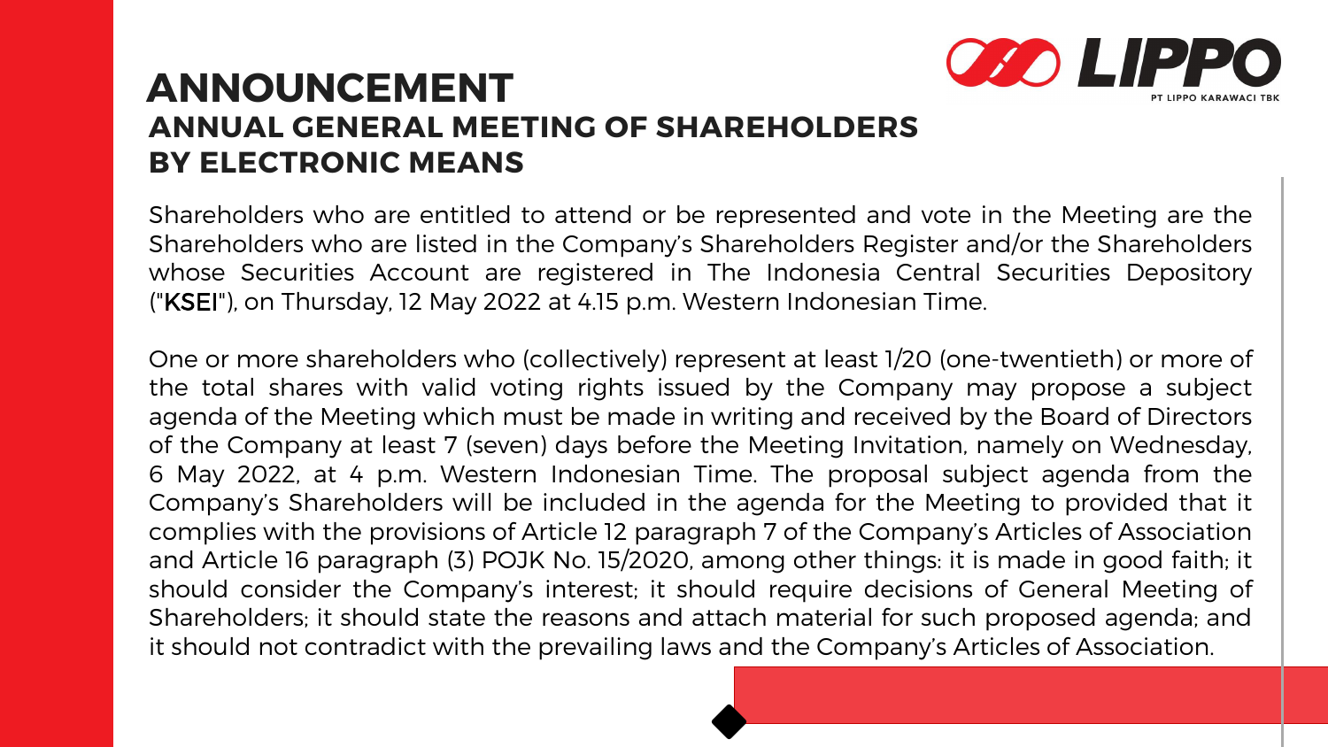# ANNOUNCEMENT

## ANNUAL GENERAL MEETING OF SHAREHOLDERS BY ELECTRONIC MEANS

Shareholders who are entitled to attend or be represented and vote in the Meeting are the Shareholders who are listed in the Company's Shareholders Register and/or the Shareholders whose Securities Account are registered in The Indonesia Central Securities Depository ("KSEI"), on Thursday, 12 May 2022 at 4.15 p.m. Western Indonesian Time.

One or more shareholders who (collectively) represent at least 1/20 (one-twentieth) or more of the total shares with valid voting rights issued by the Company may propose a subject agenda of the Meeting which must be made in writing and received by the Board of Directors of the Company at least 7 (seven) days before the Meeting Invitation, namely on Wednesday, 6 May 2022, at 4 p.m. Western Indonesian Time. The proposal subject agenda from the Company's Shareholders will be included in the agenda for the Meeting to provided that it complies with the provisions of Article 12 paragraph 7 of the Company's Articles of Association and Article 16 paragraph (3) POJK No. 15/2020, among other things: it is made in good faith; it should consider the Company's interest; it should require decisions of General Meeting of Shareholders; it should state the reasons and attach material for such proposed agenda; and it should not contradict with the prevailing laws and the Company's Articles of Association.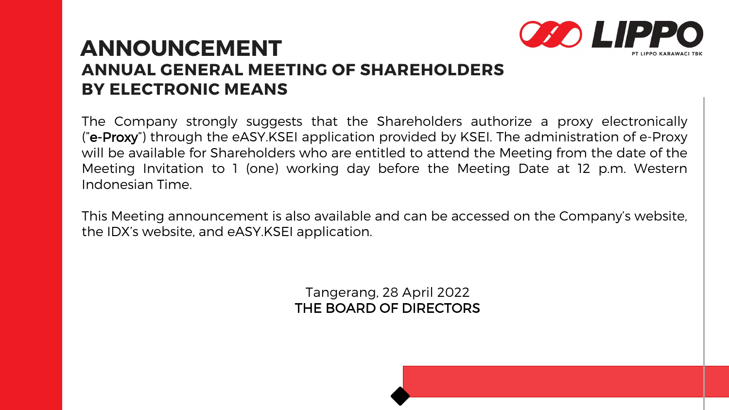# ANNOUNCEMENT

## ANNUAL GENERAL MEETING OF SHAREHOLDERS BY ELECTRONIC MEANS

The Company strongly suggests that the Shareholders authorize a proxy electronically ("e-Proxy") through the eASY.KSEI application provided by KSEI. The administration of e-Proxy will be available for Shareholders who are entitled to attend the Meeting from the date of the Meeting Invitation to 1 (one) working day before the Meeting Date at 12 p.m. Western Indonesian Time.

This Meeting announcement is also available and can be accessed on the Company's website, the IDX's website, and eASY.KSEI application.

Tangerang, 28 April 2022

THE BOARD OF DIRECTORS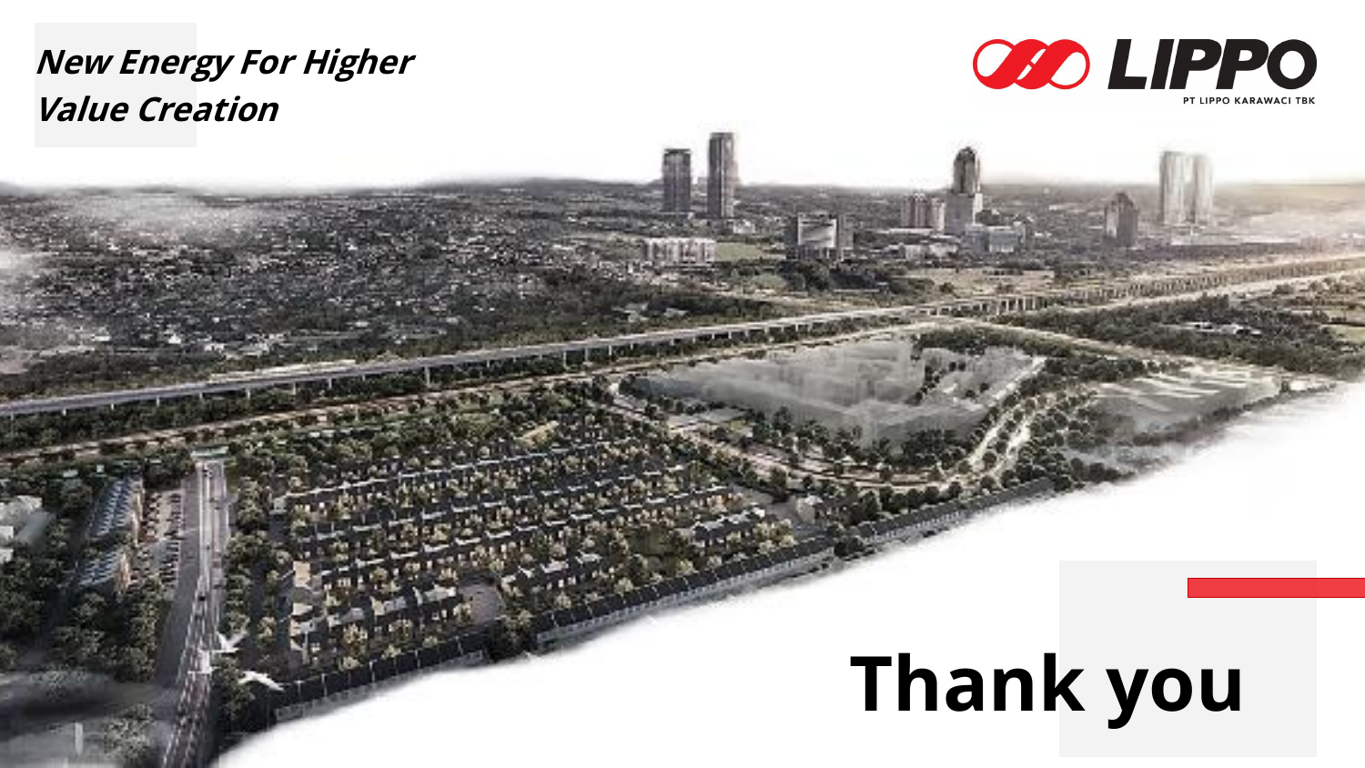***New Energy For Higher Value Creation***

LIPPO

PT LIPPO KARAWACI TBK

# Thank you